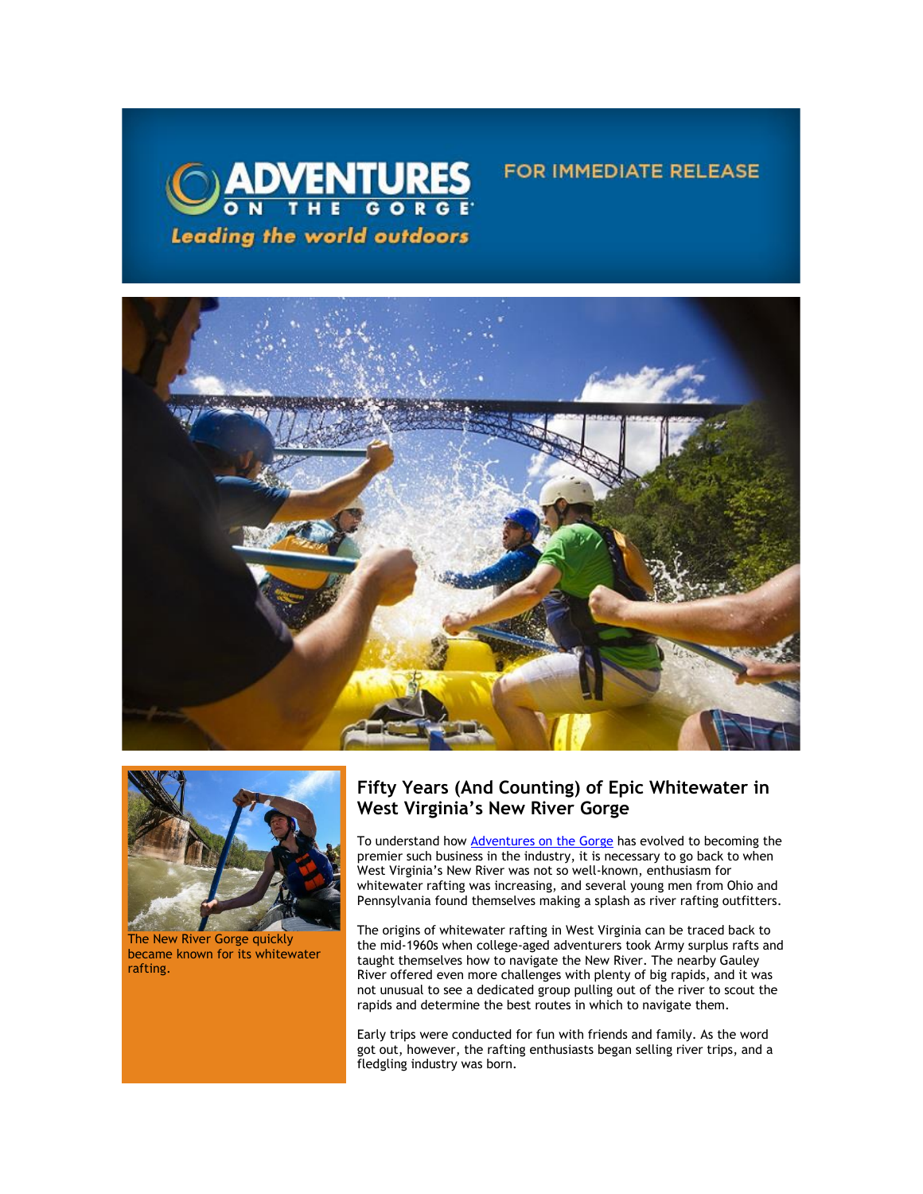ADVENTURES ON THE GORGE

*Leading the world outdoors*

FOR IMMEDIATE RELEASE

The New River Gorge quickly became known for its whitewater rafting.

## Fifty Years (And Counting) of Epic Whitewater in West Virginia's New River Gorge

To understand how [Adventures on the Gorge] has evolved to becoming the premier such business in the industry, it is necessary to go back to when West Virginia's New River was not so well-known, enthusiasm for whitewater rafting was increasing, and several young men from Ohio and Pennsylvania found themselves making a splash as river rafting outfitters.

The origins of whitewater rafting in West Virginia can be traced back to the mid-1960s when college-aged adventurers took Army surplus rafts and taught themselves how to navigate the New River. The nearby Gauley River offered even more challenges with plenty of big rapids, and it was not unusual to see a dedicated group pulling out of the river to scout the rapids and determine the best routes in which to navigate them.

Early trips were conducted for fun with friends and family. As the word got out, however, the rafting enthusiasts began selling river trips, and a fledgling industry was born.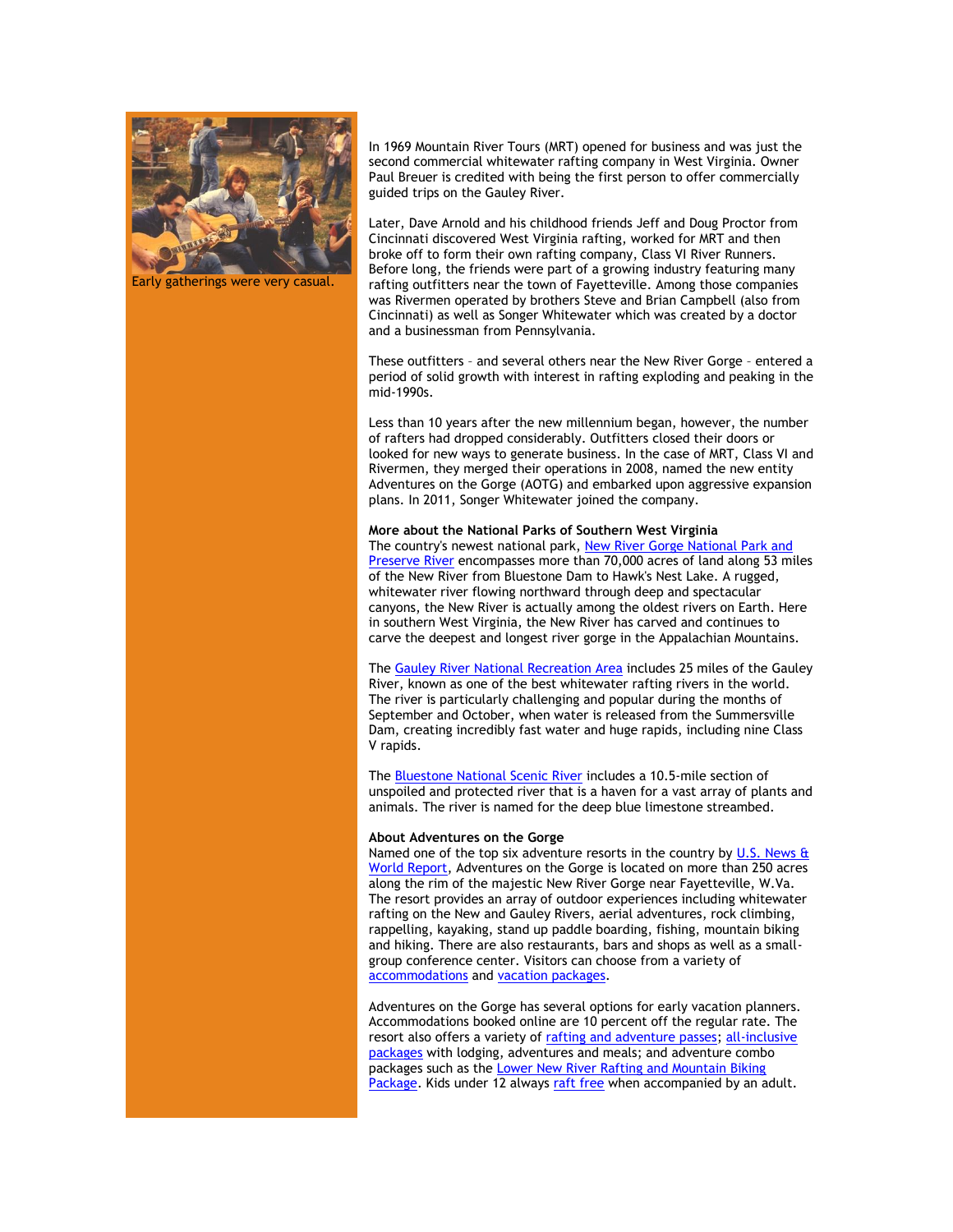Early gatherings were very casual.

In 1969 Mountain River Tours (MRT) opened for business and was just the second commercial whitewater rafting company in West Virginia. Owner Paul Breuer is credited with being the first person to offer commercially guided trips on the Gauley River.

Later, Dave Arnold and his childhood friends Jeff and Doug Proctor from Cincinnati discovered West Virginia rafting, worked for MRT and then broke off to form their own rafting company, Class VI River Runners. Before long, the friends were part of a growing industry featuring many rafting outfitters near the town of Fayetteville. Among those companies was Rivermen operated by brothers Steve and Brian Campbell (also from Cincinnati) as well as Songer Whitewater which was created by a doctor and a businessman from Pennsylvania.

These outfitters – and several others near the New River Gorge – entered a period of solid growth with interest in rafting exploding and peaking in the mid-1990s.

Less than 10 years after the new millennium began, however, the number of rafters had dropped considerably. Outfitters closed their doors or looked for new ways to generate business. In the case of MRT, Class VI and Rivermen, they merged their operations in 2008, named the new entity Adventures on the Gorge (AOTG) and embarked upon aggressive expansion plans. In 2011, Songer Whitewater joined the company.

**More about the National Parks of Southern West Virginia**
The country's newest national park, New River Gorge National Park and Preserve River encompasses more than 70,000 acres of land along 53 miles of the New River from Bluestone Dam to Hawk's Nest Lake. A rugged, whitewater river flowing northward through deep and spectacular canyons, the New River is actually among the oldest rivers on Earth. Here in southern West Virginia, the New River has carved and continues to carve the deepest and longest river gorge in the Appalachian Mountains.

The Gauley River National Recreation Area includes 25 miles of the Gauley River, known as one of the best whitewater rafting rivers in the world. The river is particularly challenging and popular during the months of September and October, when water is released from the Summersville Dam, creating incredibly fast water and huge rapids, including nine Class V rapids.

The Bluestone National Scenic River includes a 10.5-mile section of unspoiled and protected river that is a haven for a vast array of plants and animals. The river is named for the deep blue limestone streambed.

**About Adventures on the Gorge**
Named one of the top six adventure resorts in the country by U.S. News & World Report, Adventures on the Gorge is located on more than 250 acres along the rim of the majestic New River Gorge near Fayetteville, W.Va. The resort provides an array of outdoor experiences including whitewater rafting on the New and Gauley Rivers, aerial adventures, rock climbing, rappelling, kayaking, stand up paddle boarding, fishing, mountain biking and hiking. There are also restaurants, bars and shops as well as a small-group conference center. Visitors can choose from a variety of accommodations and vacation packages.

Adventures on the Gorge has several options for early vacation planners. Accommodations booked online are 10 percent off the regular rate. The resort also offers a variety of rafting and adventure passes; all-inclusive packages with lodging, adventures and meals; and adventure combo packages such as the Lower New River Rafting and Mountain Biking Package. Kids under 12 always raft free when accompanied by an adult.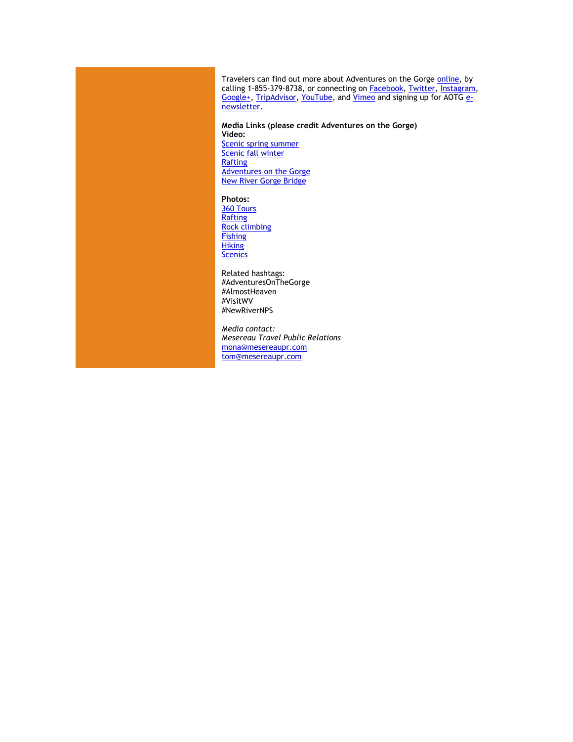Travelers can find out more about Adventures on the Gorge online, by calling 1-855-379-8738, or connecting on Facebook, Twitter, Instagram, Google+, TripAdvisor, YouTube, and Vimeo and signing up for AOTG e-newsletter.

**Media Links (please credit Adventures on the Gorge)**
**Video:**
Scenic spring summer
Scenic fall winter
Rafting
Adventures on the Gorge
New River Gorge Bridge

**Photos:**
360 Tours
Rafting
Rock climbing
Fishing
Hiking
Scenics

Related hashtags:
#AdventuresOnTheGorge
#AlmostHeaven
#VisitWV
#NewRiverNPS

*Media contact:*
*Mesereau Travel Public Relations*
mona@mesereaupr.com
tom@mesereaupr.com